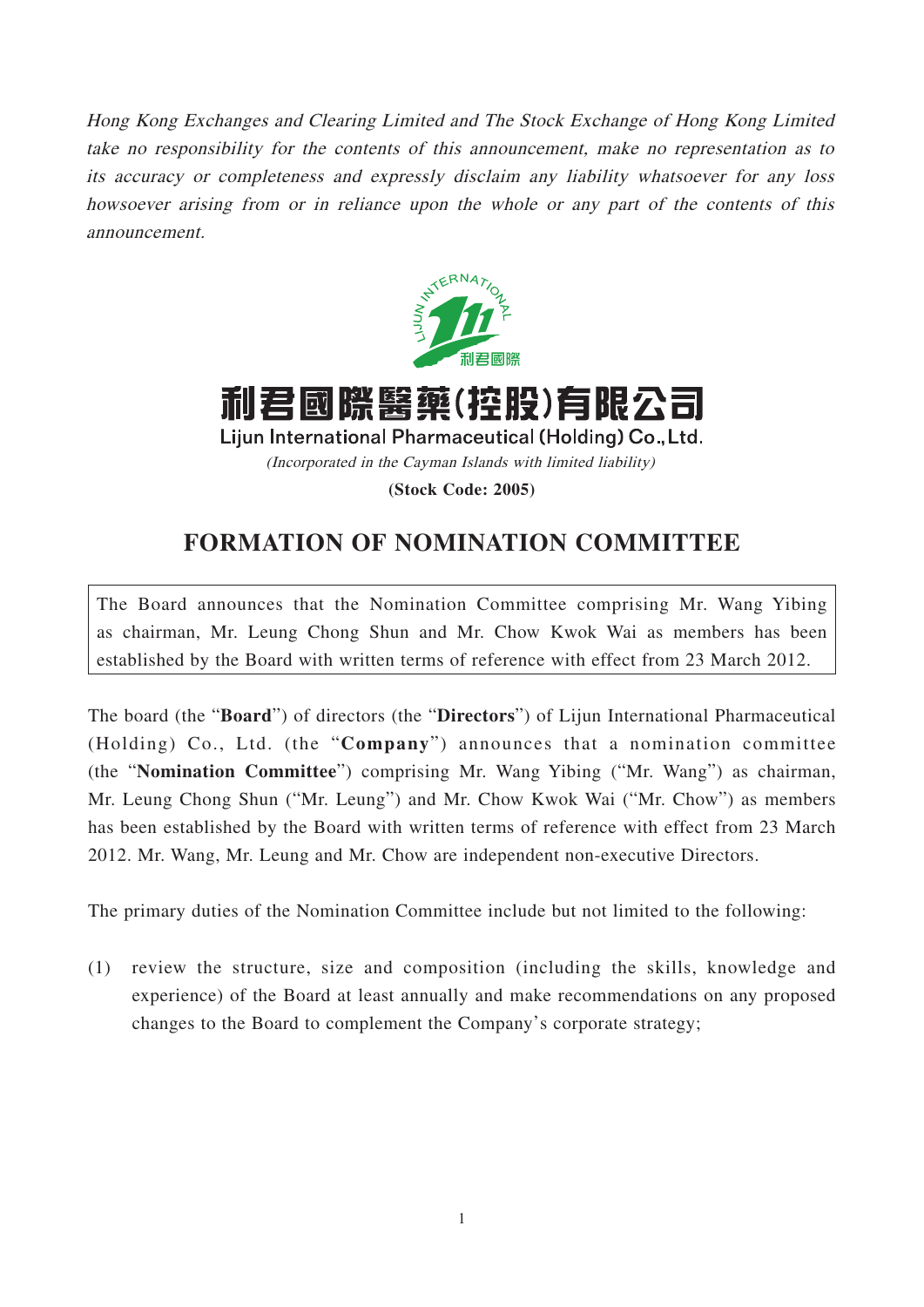*Hong Kong Exchanges and Clearing Limited and The Stock Exchange of Hong Kong Limited take no responsibility for the contents of this announcement, make no representation as to its accuracy or completeness and expressly disclaim any liability whatsoever for any loss howsoever arising from or in reliance upon the whole or any part of the contents of this announcement.*

# 利君國際醫藥(控股)有限公司
**Lijun International Pharmaceutical (Holding) Co., Ltd.**

*(Incorporated in the Cayman Islands with limited liability)*

**(Stock Code: 2005)**

## FORMATION OF NOMINATION COMMITTEE

The Board announces that the Nomination Committee comprising Mr. Wang Yibing as chairman, Mr. Leung Chong Shun and Mr. Chow Kwok Wai as members has been established by the Board with written terms of reference with effect from 23 March 2012.

The board (the "**Board**") of directors (the "**Directors**") of Lijun International Pharmaceutical (Holding) Co., Ltd. (the "**Company**") announces that a nomination committee (the "**Nomination Committee**") comprising Mr. Wang Yibing ("Mr. Wang") as chairman, Mr. Leung Chong Shun ("Mr. Leung") and Mr. Chow Kwok Wai ("Mr. Chow") as members has been established by the Board with written terms of reference with effect from 23 March 2012. Mr. Wang, Mr. Leung and Mr. Chow are independent non-executive Directors.

The primary duties of the Nomination Committee include but not limited to the following:

(1) review the structure, size and composition (including the skills, knowledge and experience) of the Board at least annually and make recommendations on any proposed changes to the Board to complement the Company's corporate strategy;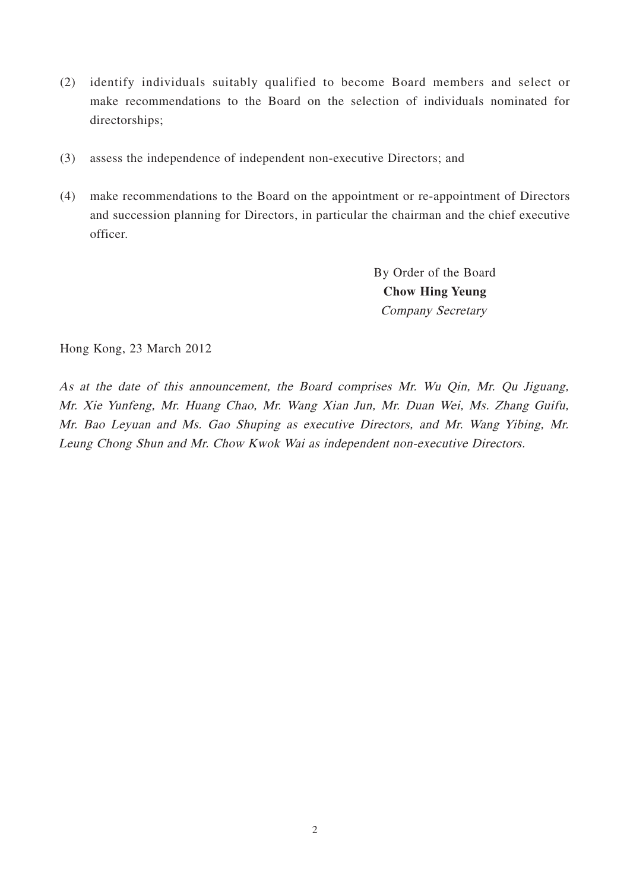(2) identify individuals suitably qualified to become Board members and select or make recommendations to the Board on the selection of individuals nominated for directorships;

(3) assess the independence of independent non-executive Directors; and

(4) make recommendations to the Board on the appointment or re-appointment of Directors and succession planning for Directors, in particular the chairman and the chief executive officer.

By Order of the Board
**Chow Hing Yeung**
*Company Secretary*

Hong Kong, 23 March 2012

*As at the date of this announcement, the Board comprises Mr. Wu Qin, Mr. Qu Jiguang, Mr. Xie Yunfeng, Mr. Huang Chao, Mr. Wang Xian Jun, Mr. Duan Wei, Ms. Zhang Guifu, Mr. Bao Leyuan and Ms. Gao Shuping as executive Directors, and Mr. Wang Yibing, Mr. Leung Chong Shun and Mr. Chow Kwok Wai as independent non-executive Directors.*